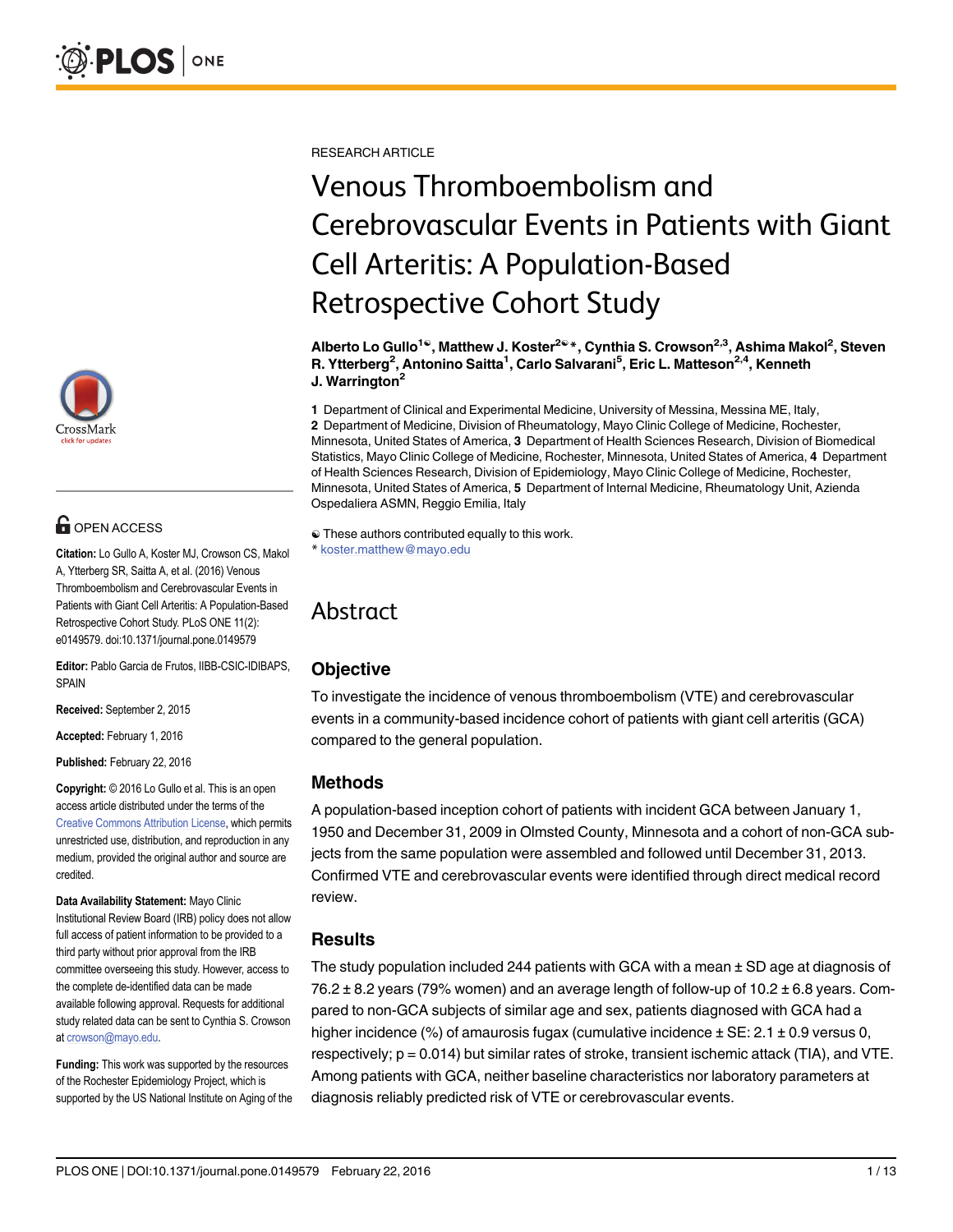RESEARCH ARTICLE

# Venous Thromboembolism and Cerebrovascular Events in Patients with Giant Cell Arteritis: A Population-Based Retrospective Cohort Study

**Alberto Lo Gullo[1☯], Matthew J. Koster[2☯*], Cynthia S. Crowson[2,3], Ashima Makol[2], Steven R. Ytterberg[2], Antonino Saitta[1], Carlo Salvarani[5], Eric L. Matteson[2,4], Kenneth J. Warrington[2]**

**1** Department of Clinical and Experimental Medicine, University of Messina, Messina ME, Italy, **2** Department of Medicine, Division of Rheumatology, Mayo Clinic College of Medicine, Rochester, Minnesota, United States of America, **3** Department of Health Sciences Research, Division of Biomedical Statistics, Mayo Clinic College of Medicine, Rochester, Minnesota, United States of America, **4** Department of Health Sciences Research, Division of Epidemiology, Mayo Clinic College of Medicine, Rochester, Minnesota, United States of America, **5** Department of Internal Medicine, Rheumatology Unit, Azienda Ospedaliera ASMN, Reggio Emilia, Italy

☯ These authors contributed equally to this work.
* koster.matthew@mayo.edu

**OPEN ACCESS**

**Citation:** Lo Gullo A, Koster MJ, Crowson CS, Makol A, Ytterberg SR, Saitta A, et al. (2016) Venous Thromboembolism and Cerebrovascular Events in Patients with Giant Cell Arteritis: A Population-Based Retrospective Cohort Study. PLoS ONE 11(2): e0149579. doi:10.1371/journal.pone.0149579

**Editor:** Pablo Garcia de Frutos, IIBB-CSIC-IDIBAPS, SPAIN

**Received:** September 2, 2015

**Accepted:** February 1, 2016

**Published:** February 22, 2016

**Copyright:** © 2016 Lo Gullo et al. This is an open access article distributed under the terms of the Creative Commons Attribution License, which permits unrestricted use, distribution, and reproduction in any medium, provided the original author and source are credited.

**Data Availability Statement:** Mayo Clinic Institutional Review Board (IRB) policy does not allow full access of patient information to be provided to a third party without prior approval from the IRB committee overseeing this study. However, access to the complete de-identified data can be made available following approval. Requests for additional study related data can be sent to Cynthia S. Crowson at crowson@mayo.edu.

**Funding:** This work was supported by the resources of the Rochester Epidemiology Project, which is supported by the US National Institute on Aging of the

## Abstract

### Objective

To investigate the incidence of venous thromboembolism (VTE) and cerebrovascular events in a community-based incidence cohort of patients with giant cell arteritis (GCA) compared to the general population.

### Methods

A population-based inception cohort of patients with incident GCA between January 1, 1950 and December 31, 2009 in Olmsted County, Minnesota and a cohort of non-GCA subjects from the same population were assembled and followed until December 31, 2013. Confirmed VTE and cerebrovascular events were identified through direct medical record review.

### Results

The study population included 244 patients with GCA with a mean ± SD age at diagnosis of 76.2 ± 8.2 years (79% women) and an average length of follow-up of 10.2 ± 6.8 years. Compared to non-GCA subjects of similar age and sex, patients diagnosed with GCA had a higher incidence (%) of amaurosis fugax (cumulative incidence ± SE: 2.1 ± 0.9 versus 0, respectively; p = 0.014) but similar rates of stroke, transient ischemic attack (TIA), and VTE. Among patients with GCA, neither baseline characteristics nor laboratory parameters at diagnosis reliably predicted risk of VTE or cerebrovascular events.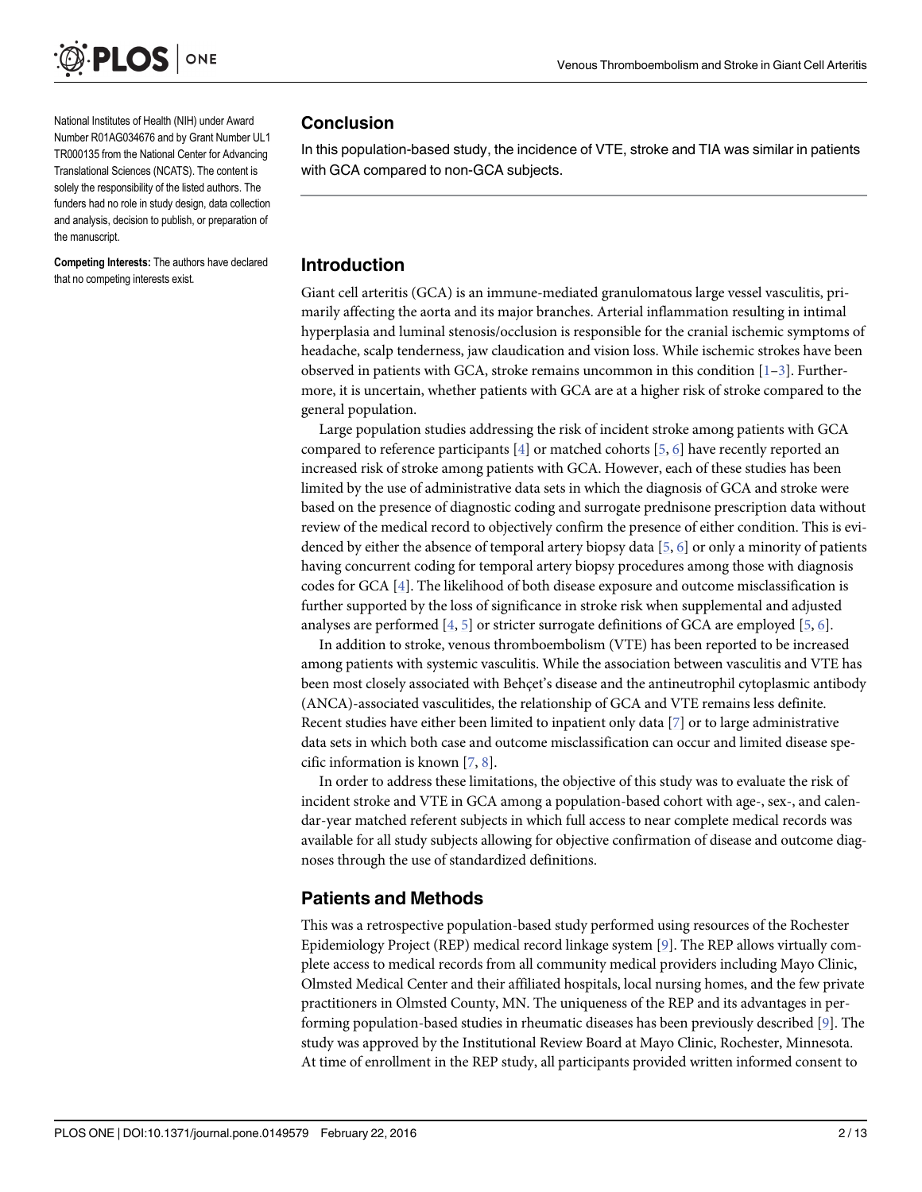National Institutes of Health (NIH) under Award Number R01AG034676 and by Grant Number UL1 TR000135 from the National Center for Advancing Translational Sciences (NCATS). The content is solely the responsibility of the listed authors. The funders had no role in study design, data collection and analysis, decision to publish, or preparation of the manuscript.

**Competing Interests:** The authors have declared that no competing interests exist.

## Conclusion

In this population-based study, the incidence of VTE, stroke and TIA was similar in patients with GCA compared to non-GCA subjects.

## Introduction

Giant cell arteritis (GCA) is an immune-mediated granulomatous large vessel vasculitis, primarily affecting the aorta and its major branches. Arterial inflammation resulting in intimal hyperplasia and luminal stenosis/occlusion is responsible for the cranial ischemic symptoms of headache, scalp tenderness, jaw claudication and vision loss. While ischemic strokes have been observed in patients with GCA, stroke remains uncommon in this condition [1–3]. Furthermore, it is uncertain, whether patients with GCA are at a higher risk of stroke compared to the general population.

Large population studies addressing the risk of incident stroke among patients with GCA compared to reference participants [4] or matched cohorts [5, 6] have recently reported an increased risk of stroke among patients with GCA. However, each of these studies has been limited by the use of administrative data sets in which the diagnosis of GCA and stroke were based on the presence of diagnostic coding and surrogate prednisone prescription data without review of the medical record to objectively confirm the presence of either condition. This is evidenced by either the absence of temporal artery biopsy data [5, 6] or only a minority of patients having concurrent coding for temporal artery biopsy procedures among those with diagnosis codes for GCA [4]. The likelihood of both disease exposure and outcome misclassification is further supported by the loss of significance in stroke risk when supplemental and adjusted analyses are performed [4, 5] or stricter surrogate definitions of GCA are employed [5, 6].

In addition to stroke, venous thromboembolism (VTE) has been reported to be increased among patients with systemic vasculitis. While the association between vasculitis and VTE has been most closely associated with Behçet's disease and the antineutrophil cytoplasmic antibody (ANCA)-associated vasculitides, the relationship of GCA and VTE remains less definite. Recent studies have either been limited to inpatient only data [7] or to large administrative data sets in which both case and outcome misclassification can occur and limited disease specific information is known [7, 8].

In order to address these limitations, the objective of this study was to evaluate the risk of incident stroke and VTE in GCA among a population-based cohort with age-, sex-, and calendar-year matched referent subjects in which full access to near complete medical records was available for all study subjects allowing for objective confirmation of disease and outcome diagnoses through the use of standardized definitions.

## Patients and Methods

This was a retrospective population-based study performed using resources of the Rochester Epidemiology Project (REP) medical record linkage system [9]. The REP allows virtually complete access to medical records from all community medical providers including Mayo Clinic, Olmsted Medical Center and their affiliated hospitals, local nursing homes, and the few private practitioners in Olmsted County, MN. The uniqueness of the REP and its advantages in performing population-based studies in rheumatic diseases has been previously described [9]. The study was approved by the Institutional Review Board at Mayo Clinic, Rochester, Minnesota. At time of enrollment in the REP study, all participants provided written informed consent to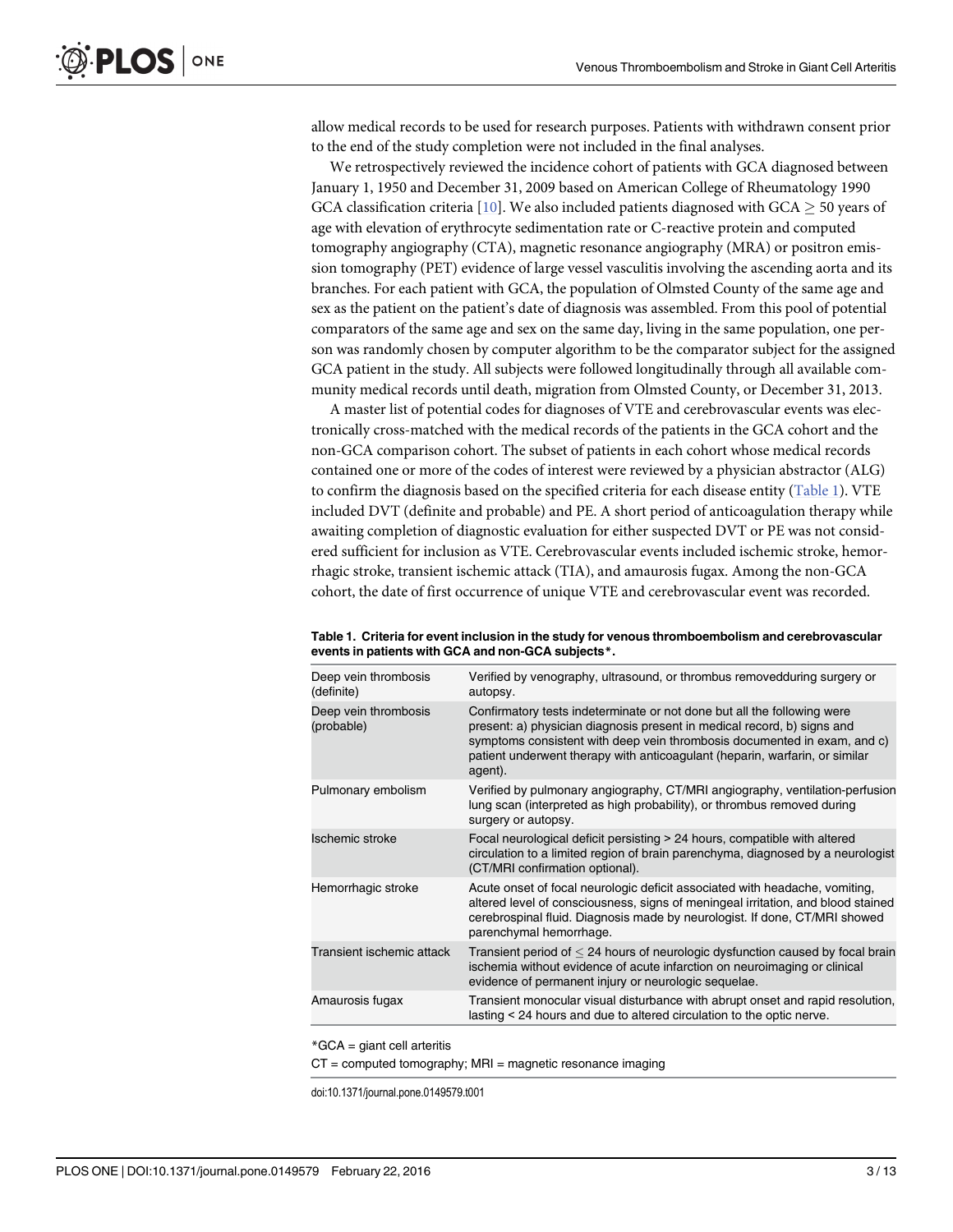allow medical records to be used for research purposes. Patients with withdrawn consent prior to the end of the study completion were not included in the final analyses.

We retrospectively reviewed the incidence cohort of patients with GCA diagnosed between January 1, 1950 and December 31, 2009 based on American College of Rheumatology 1990 GCA classification criteria [10]. We also included patients diagnosed with GCA $\geq$ 50 years of age with elevation of erythrocyte sedimentation rate or C-reactive protein and computed tomography angiography (CTA), magnetic resonance angiography (MRA) or positron emission tomography (PET) evidence of large vessel vasculitis involving the ascending aorta and its branches. For each patient with GCA, the population of Olmsted County of the same age and sex as the patient on the patient's date of diagnosis was assembled. From this pool of potential comparators of the same age and sex on the same day, living in the same population, one person was randomly chosen by computer algorithm to be the comparator subject for the assigned GCA patient in the study. All subjects were followed longitudinally through all available community medical records until death, migration from Olmsted County, or December 31, 2013.

A master list of potential codes for diagnoses of VTE and cerebrovascular events was electronically cross-matched with the medical records of the patients in the GCA cohort and the non-GCA comparison cohort. The subset of patients in each cohort whose medical records contained one or more of the codes of interest were reviewed by a physician abstractor (ALG) to confirm the diagnosis based on the specified criteria for each disease entity (Table 1). VTE included DVT (definite and probable) and PE. A short period of anticoagulation therapy while awaiting completion of diagnostic evaluation for either suspected DVT or PE was not considered sufficient for inclusion as VTE. Cerebrovascular events included ischemic stroke, hemorrhagic stroke, transient ischemic attack (TIA), and amaurosis fugax. Among the non-GCA cohort, the date of first occurrence of unique VTE and cerebrovascular event was recorded.

**Table 1. Criteria for event inclusion in the study for venous thromboembolism and cerebrovascular events in patients with GCA and non-GCA subjects*.**

| | |
|---|---|
| Deep vein thrombosis (definite) | Verified by venography, ultrasound, or thrombus removedduring surgery or autopsy. |
| Deep vein thrombosis (probable) | Confirmatory tests indeterminate or not done but all the following were present: a) physician diagnosis present in medical record, b) signs and symptoms consistent with deep vein thrombosis documented in exam, and c) patient underwent therapy with anticoagulant (heparin, warfarin, or similar agent). |
| Pulmonary embolism | Verified by pulmonary angiography, CT/MRI angiography, ventilation-perfusion lung scan (interpreted as high probability), or thrombus removed during surgery or autopsy. |
| Ischemic stroke | Focal neurological deficit persisting > 24 hours, compatible with altered circulation to a limited region of brain parenchyma, diagnosed by a neurologist (CT/MRI confirmation optional). |
| Hemorrhagic stroke | Acute onset of focal neurologic deficit associated with headache, vomiting, altered level of consciousness, signs of meningeal irritation, and blood stained cerebrospinal fluid. Diagnosis made by neurologist. If done, CT/MRI showed parenchymal hemorrhage. |
| Transient ischemic attack | Transient period of $\leq$ 24 hours of neurologic dysfunction caused by focal brain ischemia without evidence of acute infarction on neuroimaging or clinical evidence of permanent injury or neurologic sequelae. |
| Amaurosis fugax | Transient monocular visual disturbance with abrupt onset and rapid resolution, lasting < 24 hours and due to altered circulation to the optic nerve. |

*GCA = giant cell arteritis

CT = computed tomography; MRI = magnetic resonance imaging

doi:10.1371/journal.pone.0149579.t001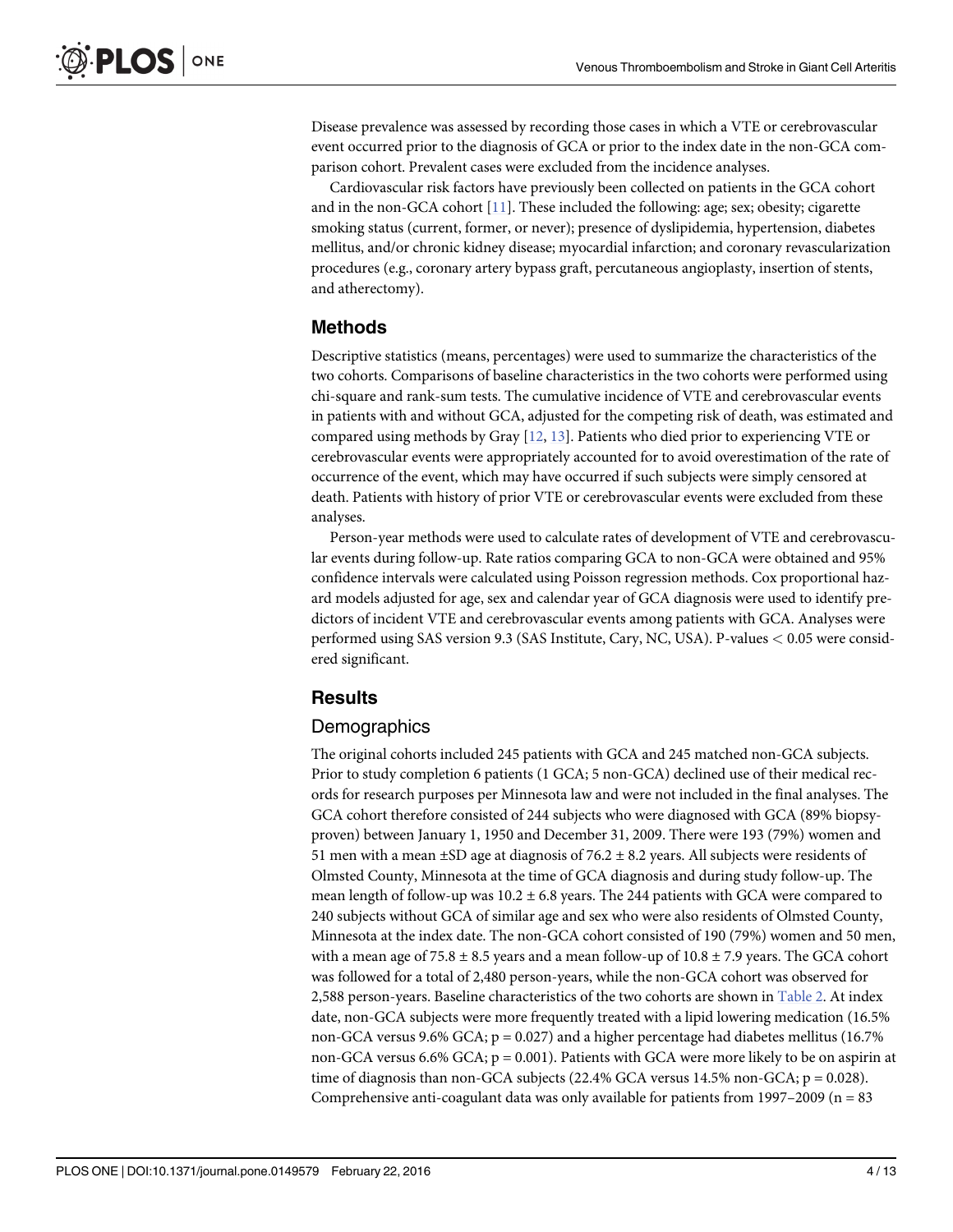Disease prevalence was assessed by recording those cases in which a VTE or cerebrovascular event occurred prior to the diagnosis of GCA or prior to the index date in the non-GCA comparison cohort. Prevalent cases were excluded from the incidence analyses.

Cardiovascular risk factors have previously been collected on patients in the GCA cohort and in the non-GCA cohort [11]. These included the following: age; sex; obesity; cigarette smoking status (current, former, or never); presence of dyslipidemia, hypertension, diabetes mellitus, and/or chronic kidney disease; myocardial infarction; and coronary revascularization procedures (e.g., coronary artery bypass graft, percutaneous angioplasty, insertion of stents, and atherectomy).

## Methods

Descriptive statistics (means, percentages) were used to summarize the characteristics of the two cohorts. Comparisons of baseline characteristics in the two cohorts were performed using chi-square and rank-sum tests. The cumulative incidence of VTE and cerebrovascular events in patients with and without GCA, adjusted for the competing risk of death, was estimated and compared using methods by Gray [12, 13]. Patients who died prior to experiencing VTE or cerebrovascular events were appropriately accounted for to avoid overestimation of the rate of occurrence of the event, which may have occurred if such subjects were simply censored at death. Patients with history of prior VTE or cerebrovascular events were excluded from these analyses.

Person-year methods were used to calculate rates of development of VTE and cerebrovascular events during follow-up. Rate ratios comparing GCA to non-GCA were obtained and 95% confidence intervals were calculated using Poisson regression methods. Cox proportional hazard models adjusted for age, sex and calendar year of GCA diagnosis were used to identify predictors of incident VTE and cerebrovascular events among patients with GCA. Analyses were performed using SAS version 9.3 (SAS Institute, Cary, NC, USA). P-values $< 0.05$ were considered significant.

## Results

### Demographics

The original cohorts included 245 patients with GCA and 245 matched non-GCA subjects. Prior to study completion 6 patients (1 GCA; 5 non-GCA) declined use of their medical records for research purposes per Minnesota law and were not included in the final analyses. The GCA cohort therefore consisted of 244 subjects who were diagnosed with GCA (89% biopsy-proven) between January 1, 1950 and December 31, 2009. There were 193 (79%) women and 51 men with a mean ±SD age at diagnosis of 76.2 ± 8.2 years. All subjects were residents of Olmsted County, Minnesota at the time of GCA diagnosis and during study follow-up. The mean length of follow-up was 10.2 ± 6.8 years. The 244 patients with GCA were compared to 240 subjects without GCA of similar age and sex who were also residents of Olmsted County, Minnesota at the index date. The non-GCA cohort consisted of 190 (79%) women and 50 men, with a mean age of 75.8 ± 8.5 years and a mean follow-up of 10.8 ± 7.9 years. The GCA cohort was followed for a total of 2,480 person-years, while the non-GCA cohort was observed for 2,588 person-years. Baseline characteristics of the two cohorts are shown in Table 2. At index date, non-GCA subjects were more frequently treated with a lipid lowering medication (16.5% non-GCA versus 9.6% GCA; $p = 0.027$) and a higher percentage had diabetes mellitus (16.7% non-GCA versus 6.6% GCA; $p = 0.001$). Patients with GCA were more likely to be on aspirin at time of diagnosis than non-GCA subjects (22.4% GCA versus 14.5% non-GCA; $p = 0.028$). Comprehensive anti-coagulant data was only available for patients from 1997–2009 (n = 83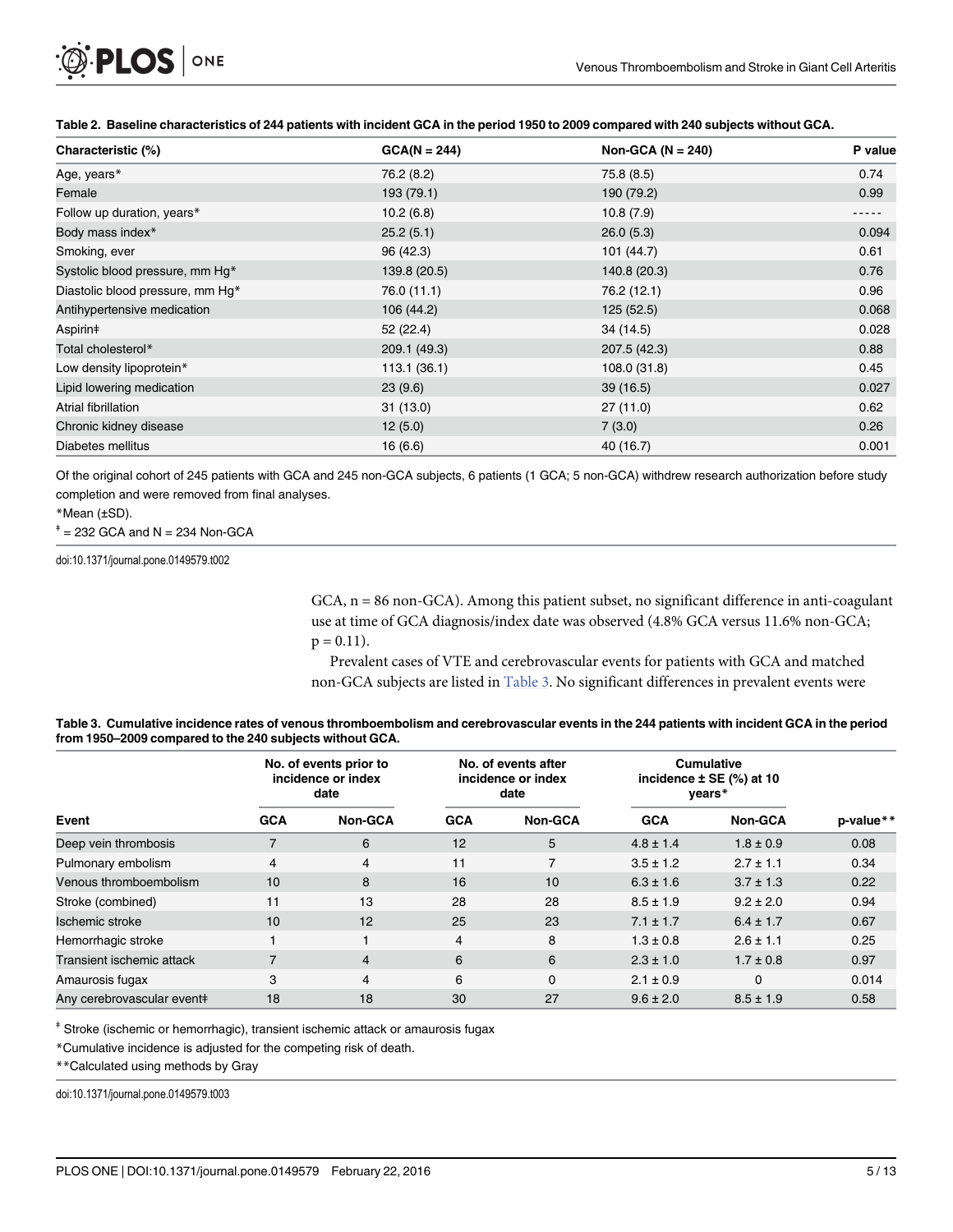**Table 2. Baseline characteristics of 244 patients with incident GCA in the period 1950 to 2009 compared with 240 subjects without GCA.**

| Characteristic (%) | GCA(N = 244) | Non-GCA (N = 240) | P value |
|---|---|---|---|
| Age, years* | 76.2 (8.2) | 75.8 (8.5) | 0.74 |
| Female | 193 (79.1) | 190 (79.2) | 0.99 |
| Follow up duration, years* | 10.2 (6.8) | 10.8 (7.9) | ----- |
| Body mass index* | 25.2 (5.1) | 26.0 (5.3) | 0.094 |
| Smoking, ever | 96 (42.3) | 101 (44.7) | 0.61 |
| Systolic blood pressure, mm Hg* | 139.8 (20.5) | 140.8 (20.3) | 0.76 |
| Diastolic blood pressure, mm Hg* | 76.0 (11.1) | 76.2 (12.1) | 0.96 |
| Antihypertensive medication | 106 (44.2) | 125 (52.5) | 0.068 |
| Aspirin‡ | 52 (22.4) | 34 (14.5) | 0.028 |
| Total cholesterol* | 209.1 (49.3) | 207.5 (42.3) | 0.88 |
| Low density lipoprotein* | 113.1 (36.1) | 108.0 (31.8) | 0.45 |
| Lipid lowering medication | 23 (9.6) | 39 (16.5) | 0.027 |
| Atrial fibrillation | 31 (13.0) | 27 (11.0) | 0.62 |
| Chronic kidney disease | 12 (5.0) | 7 (3.0) | 0.26 |
| Diabetes mellitus | 16 (6.6) | 40 (16.7) | 0.001 |

Of the original cohort of 245 patients with GCA and 245 non-GCA subjects, 6 patients (1 GCA; 5 non-GCA) withdrew research authorization before study completion and were removed from final analyses.

*Mean (±SD).

‡ = 232 GCA and N = 234 Non-GCA

doi:10.1371/journal.pone.0149579.t002

GCA, n = 86 non-GCA). Among this patient subset, no significant difference in anti-coagulant use at time of GCA diagnosis/index date was observed (4.8% GCA versus 11.6% non-GCA; p = 0.11).

Prevalent cases of VTE and cerebrovascular events for patients with GCA and matched non-GCA subjects are listed in Table 3. No significant differences in prevalent events were

**Table 3. Cumulative incidence rates of venous thromboembolism and cerebrovascular events in the 244 patients with incident GCA in the period from 1950–2009 compared to the 240 subjects without GCA.**

| | No. of events prior to incidence or index date | | No. of events after incidence or index date | | Cumulative incidence ± SE (%) at 10 years* | | |
|---|---|---|---|---|---|---|---|
| Event | GCA | Non-GCA | GCA | Non-GCA | GCA | Non-GCA | p-value** |
| Deep vein thrombosis | 7 | 6 | 12 | 5 | 4.8 ± 1.4 | 1.8 ± 0.9 | 0.08 |
| Pulmonary embolism | 4 | 4 | 11 | 7 | 3.5 ± 1.2 | 2.7 ± 1.1 | 0.34 |
| Venous thromboembolism | 10 | 8 | 16 | 10 | 6.3 ± 1.6 | 3.7 ± 1.3 | 0.22 |
| Stroke (combined) | 11 | 13 | 28 | 28 | 8.5 ± 1.9 | 9.2 ± 2.0 | 0.94 |
| Ischemic stroke | 10 | 12 | 25 | 23 | 7.1 ± 1.7 | 6.4 ± 1.7 | 0.67 |
| Hemorrhagic stroke | 1 | 1 | 4 | 8 | 1.3 ± 0.8 | 2.6 ± 1.1 | 0.25 |
| Transient ischemic attack | 7 | 4 | 6 | 6 | 2.3 ± 1.0 | 1.7 ± 0.8 | 0.97 |
| Amaurosis fugax | 3 | 4 | 6 | 0 | 2.1 ± 0.9 | 0 | 0.014 |
| Any cerebrovascular event‡ | 18 | 18 | 30 | 27 | 9.6 ± 2.0 | 8.5 ± 1.9 | 0.58 |

‡ Stroke (ischemic or hemorrhagic), transient ischemic attack or amaurosis fugax

*Cumulative incidence is adjusted for the competing risk of death.

**Calculated using methods by Gray

doi:10.1371/journal.pone.0149579.t003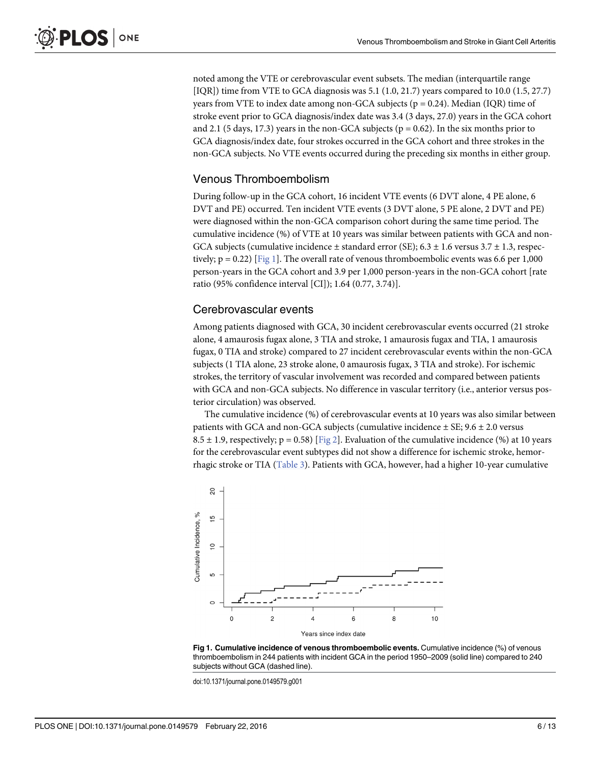noted among the VTE or cerebrovascular event subsets. The median (interquartile range [IQR]) time from VTE to GCA diagnosis was 5.1 (1.0, 21.7) years compared to 10.0 (1.5, 27.7) years from VTE to index date among non-GCA subjects (p = 0.24). Median (IQR) time of stroke event prior to GCA diagnosis/index date was 3.4 (3 days, 27.0) years in the GCA cohort and 2.1 (5 days, 17.3) years in the non-GCA subjects (p = 0.62). In the six months prior to GCA diagnosis/index date, four strokes occurred in the GCA cohort and three strokes in the non-GCA subjects. No VTE events occurred during the preceding six months in either group.

## Venous Thromboembolism

During follow-up in the GCA cohort, 16 incident VTE events (6 DVT alone, 4 PE alone, 6 DVT and PE) occurred. Ten incident VTE events (3 DVT alone, 5 PE alone, 2 DVT and PE) were diagnosed within the non-GCA comparison cohort during the same time period. The cumulative incidence (%) of VTE at 10 years was similar between patients with GCA and non-GCA subjects (cumulative incidence ± standard error (SE); 6.3 ± 1.6 versus 3.7 ± 1.3, respectively; p = 0.22) [Fig 1]. The overall rate of venous thromboembolic events was 6.6 per 1,000 person-years in the GCA cohort and 3.9 per 1,000 person-years in the non-GCA cohort [rate ratio (95% confidence interval [CI]); 1.64 (0.77, 3.74)].

## Cerebrovascular events

Among patients diagnosed with GCA, 30 incident cerebrovascular events occurred (21 stroke alone, 4 amaurosis fugax alone, 3 TIA and stroke, 1 amaurosis fugax and TIA, 1 amaurosis fugax, 0 TIA and stroke) compared to 27 incident cerebrovascular events within the non-GCA subjects (1 TIA alone, 23 stroke alone, 0 amaurosis fugax, 3 TIA and stroke). For ischemic strokes, the territory of vascular involvement was recorded and compared between patients with GCA and non-GCA subjects. No difference in vascular territory (i.e., anterior versus posterior circulation) was observed.

The cumulative incidence (%) of cerebrovascular events at 10 years was also similar between patients with GCA and non-GCA subjects (cumulative incidence ± SE; 9.6 ± 2.0 versus 8.5 ± 1.9, respectively; p = 0.58) [Fig 2]. Evaluation of the cumulative incidence (%) at 10 years for the cerebrovascular event subtypes did not show a difference for ischemic stroke, hemorrhagic stroke or TIA (Table 3). Patients with GCA, however, had a higher 10-year cumulative

**Fig 1. Cumulative incidence of venous thromboembolic events.** Cumulative incidence (%) of venous thromboembolism in 244 patients with incident GCA in the period 1950–2009 (solid line) compared to 240 subjects without GCA (dashed line).

doi:10.1371/journal.pone.0149579.g001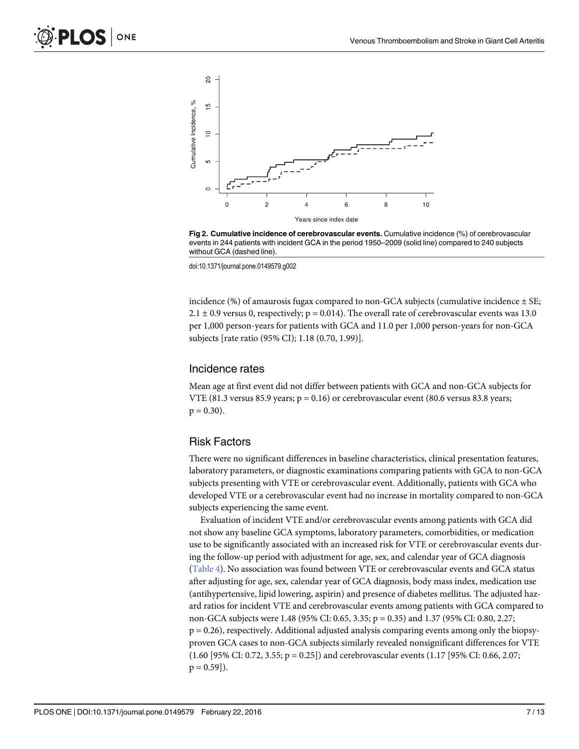Fig 2. Cumulative incidence of cerebrovascular events. Cumulative incidence (%) of cerebrovascular events in 244 patients with incident GCA in the period 1950–2009 (solid line) compared to 240 subjects without GCA (dashed line).

doi:10.1371/journal.pone.0149579.g002

incidence (%) of amaurosis fugax compared to non-GCA subjects (cumulative incidence ± SE; 2.1 ± 0.9 versus 0, respectively; p = 0.014). The overall rate of cerebrovascular events was 13.0 per 1,000 person-years for patients with GCA and 11.0 per 1,000 person-years for non-GCA subjects [rate ratio (95% CI); 1.18 (0.70, 1.99)].

## Incidence rates

Mean age at first event did not differ between patients with GCA and non-GCA subjects for VTE (81.3 versus 85.9 years; p = 0.16) or cerebrovascular event (80.6 versus 83.8 years; p = 0.30).

## Risk Factors

There were no significant differences in baseline characteristics, clinical presentation features, laboratory parameters, or diagnostic examinations comparing patients with GCA to non-GCA subjects presenting with VTE or cerebrovascular event. Additionally, patients with GCA who developed VTE or a cerebrovascular event had no increase in mortality compared to non-GCA subjects experiencing the same event.

Evaluation of incident VTE and/or cerebrovascular events among patients with GCA did not show any baseline GCA symptoms, laboratory parameters, comorbidities, or medication use to be significantly associated with an increased risk for VTE or cerebrovascular events during the follow-up period with adjustment for age, sex, and calendar year of GCA diagnosis (Table 4). No association was found between VTE or cerebrovascular events and GCA status after adjusting for age, sex, calendar year of GCA diagnosis, body mass index, medication use (antihypertensive, lipid lowering, aspirin) and presence of diabetes mellitus. The adjusted hazard ratios for incident VTE and cerebrovascular events among patients with GCA compared to non-GCA subjects were 1.48 (95% CI: 0.65, 3.35; p = 0.35) and 1.37 (95% CI: 0.80, 2.27; p = 0.26), respectively. Additional adjusted analysis comparing events among only the biopsy-proven GCA cases to non-GCA subjects similarly revealed nonsignificant differences for VTE (1.60 [95% CI: 0.72, 3.55; p = 0.25]) and cerebrovascular events (1.17 [95% CI: 0.66, 2.07; p = 0.59]).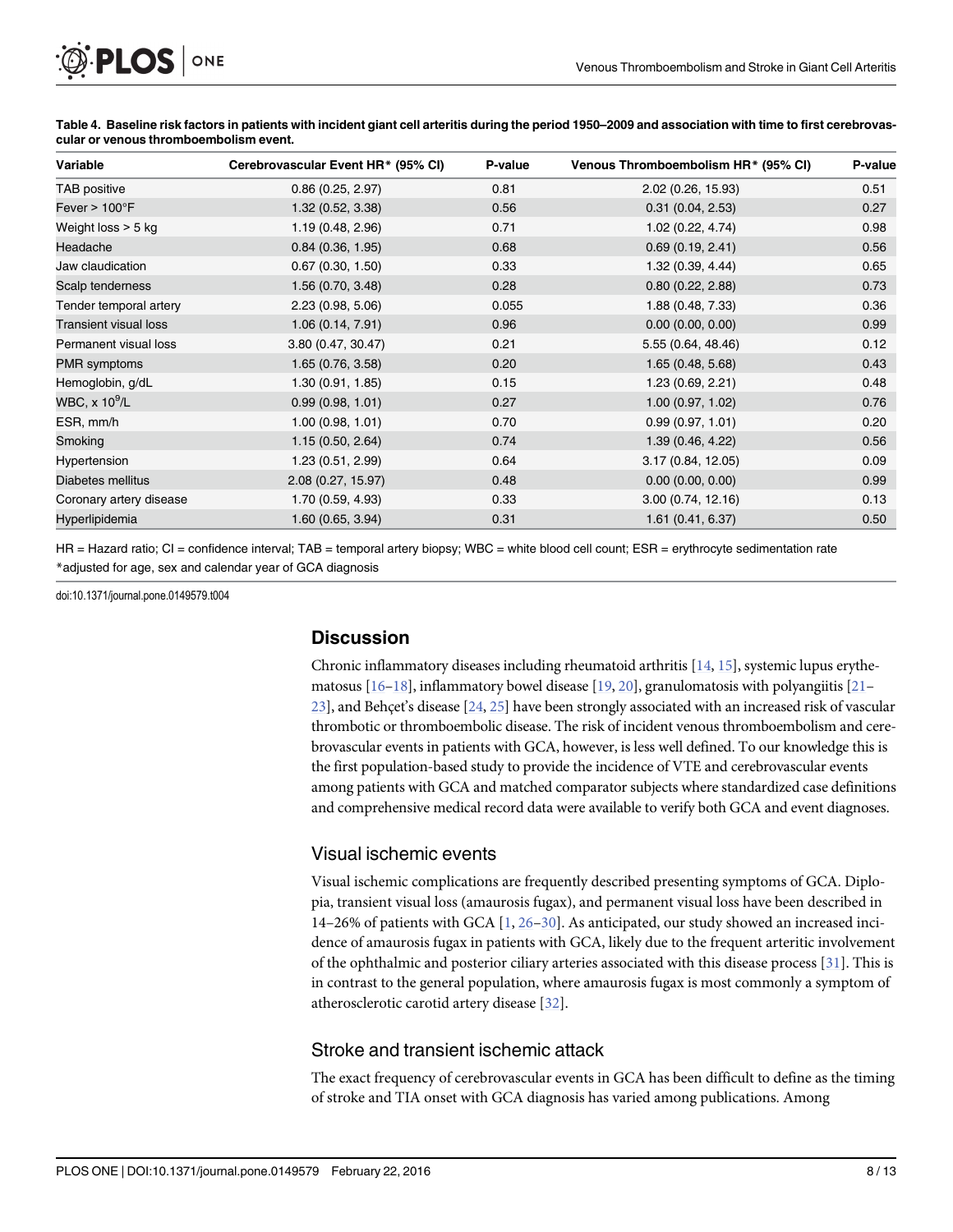**Table 4. Baseline risk factors in patients with incident giant cell arteritis during the period 1950–2009 and association with time to first cerebrovascular or venous thromboembolism event.**

| Variable | Cerebrovascular Event HR* (95% CI) | P-value | Venous Thromboembolism HR* (95% CI) | P-value |
|---|---|---|---|---|
| TAB positive | 0.86 (0.25, 2.97) | 0.81 | 2.02 (0.26, 15.93) | 0.51 |
| Fever > 100°F | 1.32 (0.52, 3.38) | 0.56 | 0.31 (0.04, 2.53) | 0.27 |
| Weight loss > 5 kg | 1.19 (0.48, 2.96) | 0.71 | 1.02 (0.22, 4.74) | 0.98 |
| Headache | 0.84 (0.36, 1.95) | 0.68 | 0.69 (0.19, 2.41) | 0.56 |
| Jaw claudication | 0.67 (0.30, 1.50) | 0.33 | 1.32 (0.39, 4.44) | 0.65 |
| Scalp tenderness | 1.56 (0.70, 3.48) | 0.28 | 0.80 (0.22, 2.88) | 0.73 |
| Tender temporal artery | 2.23 (0.98, 5.06) | 0.055 | 1.88 (0.48, 7.33) | 0.36 |
| Transient visual loss | 1.06 (0.14, 7.91) | 0.96 | 0.00 (0.00, 0.00) | 0.99 |
| Permanent visual loss | 3.80 (0.47, 30.47) | 0.21 | 5.55 (0.64, 48.46) | 0.12 |
| PMR symptoms | 1.65 (0.76, 3.58) | 0.20 | 1.65 (0.48, 5.68) | 0.43 |
| Hemoglobin, g/dL | 1.30 (0.91, 1.85) | 0.15 | 1.23 (0.69, 2.21) | 0.48 |
| WBC, x $10^9$/L | 0.99 (0.98, 1.01) | 0.27 | 1.00 (0.97, 1.02) | 0.76 |
| ESR, mm/h | 1.00 (0.98, 1.01) | 0.70 | 0.99 (0.97, 1.01) | 0.20 |
| Smoking | 1.15 (0.50, 2.64) | 0.74 | 1.39 (0.46, 4.22) | 0.56 |
| Hypertension | 1.23 (0.51, 2.99) | 0.64 | 3.17 (0.84, 12.05) | 0.09 |
| Diabetes mellitus | 2.08 (0.27, 15.97) | 0.48 | 0.00 (0.00, 0.00) | 0.99 |
| Coronary artery disease | 1.70 (0.59, 4.93) | 0.33 | 3.00 (0.74, 12.16) | 0.13 |
| Hyperlipidemia | 1.60 (0.65, 3.94) | 0.31 | 1.61 (0.41, 6.37) | 0.50 |

HR = Hazard ratio; CI = confidence interval; TAB = temporal artery biopsy; WBC = white blood cell count; ESR = erythrocyte sedimentation rate
*adjusted for age, sex and calendar year of GCA diagnosis

doi:10.1371/journal.pone.0149579.t004

## Discussion

Chronic inflammatory diseases including rheumatoid arthritis [14, 15], systemic lupus erythematosus [16–18], inflammatory bowel disease [19, 20], granulomatosis with polyangiitis [21–23], and Behçet's disease [24, 25] have been strongly associated with an increased risk of vascular thrombotic or thromboembolic disease. The risk of incident venous thromboembolism and cerebrovascular events in patients with GCA, however, is less well defined. To our knowledge this is the first population-based study to provide the incidence of VTE and cerebrovascular events among patients with GCA and matched comparator subjects where standardized case definitions and comprehensive medical record data were available to verify both GCA and event diagnoses.

### Visual ischemic events

Visual ischemic complications are frequently described presenting symptoms of GCA. Diplopia, transient visual loss (amaurosis fugax), and permanent visual loss have been described in 14–26% of patients with GCA [1, 26–30]. As anticipated, our study showed an increased incidence of amaurosis fugax in patients with GCA, likely due to the frequent arteritic involvement of the ophthalmic and posterior ciliary arteries associated with this disease process [31]. This is in contrast to the general population, where amaurosis fugax is most commonly a symptom of atherosclerotic carotid artery disease [32].

### Stroke and transient ischemic attack

The exact frequency of cerebrovascular events in GCA has been difficult to define as the timing of stroke and TIA onset with GCA diagnosis has varied among publications. Among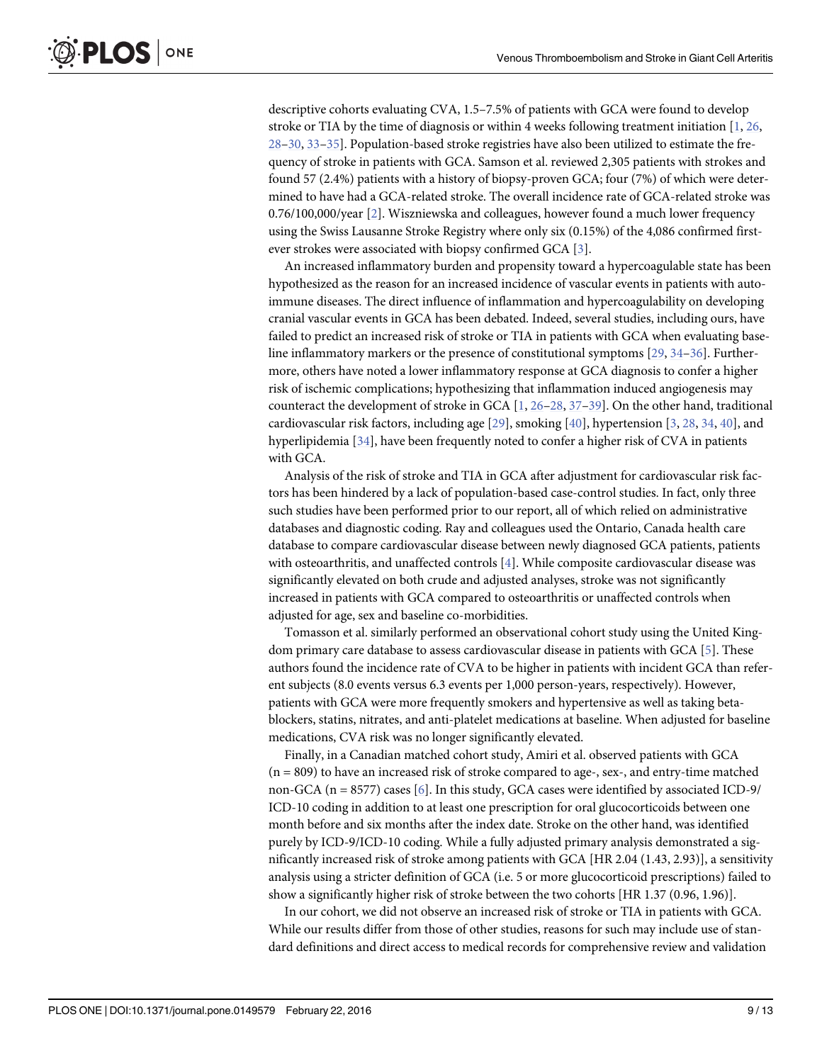descriptive cohorts evaluating CVA, 1.5–7.5% of patients with GCA were found to develop stroke or TIA by the time of diagnosis or within 4 weeks following treatment initiation [1, 26, 28–30, 33–35]. Population-based stroke registries have also been utilized to estimate the frequency of stroke in patients with GCA. Samson et al. reviewed 2,305 patients with strokes and found 57 (2.4%) patients with a history of biopsy-proven GCA; four (7%) of which were determined to have had a GCA-related stroke. The overall incidence rate of GCA-related stroke was 0.76/100,000/year [2]. Wiszniewska and colleagues, however found a much lower frequency using the Swiss Lausanne Stroke Registry where only six (0.15%) of the 4,086 confirmed first-ever strokes were associated with biopsy confirmed GCA [3].

An increased inflammatory burden and propensity toward a hypercoagulable state has been hypothesized as the reason for an increased incidence of vascular events in patients with autoimmune diseases. The direct influence of inflammation and hypercoagulability on developing cranial vascular events in GCA has been debated. Indeed, several studies, including ours, have failed to predict an increased risk of stroke or TIA in patients with GCA when evaluating baseline inflammatory markers or the presence of constitutional symptoms [29, 34–36]. Furthermore, others have noted a lower inflammatory response at GCA diagnosis to confer a higher risk of ischemic complications; hypothesizing that inflammation induced angiogenesis may counteract the development of stroke in GCA [1, 26–28, 37–39]. On the other hand, traditional cardiovascular risk factors, including age [29], smoking [40], hypertension [3, 28, 34, 40], and hyperlipidemia [34], have been frequently noted to confer a higher risk of CVA in patients with GCA.

Analysis of the risk of stroke and TIA in GCA after adjustment for cardiovascular risk factors has been hindered by a lack of population-based case-control studies. In fact, only three such studies have been performed prior to our report, all of which relied on administrative databases and diagnostic coding. Ray and colleagues used the Ontario, Canada health care database to compare cardiovascular disease between newly diagnosed GCA patients, patients with osteoarthritis, and unaffected controls [4]. While composite cardiovascular disease was significantly elevated on both crude and adjusted analyses, stroke was not significantly increased in patients with GCA compared to osteoarthritis or unaffected controls when adjusted for age, sex and baseline co-morbidities.

Tomasson et al. similarly performed an observational cohort study using the United Kingdom primary care database to assess cardiovascular disease in patients with GCA [5]. These authors found the incidence rate of CVA to be higher in patients with incident GCA than referent subjects (8.0 events versus 6.3 events per 1,000 person-years, respectively). However, patients with GCA were more frequently smokers and hypertensive as well as taking beta-blockers, statins, nitrates, and anti-platelet medications at baseline. When adjusted for baseline medications, CVA risk was no longer significantly elevated.

Finally, in a Canadian matched cohort study, Amiri et al. observed patients with GCA (n = 809) to have an increased risk of stroke compared to age-, sex-, and entry-time matched non-GCA (n = 8577) cases [6]. In this study, GCA cases were identified by associated ICD-9/ICD-10 coding in addition to at least one prescription for oral glucocorticoids between one month before and six months after the index date. Stroke on the other hand, was identified purely by ICD-9/ICD-10 coding. While a fully adjusted primary analysis demonstrated a significantly increased risk of stroke among patients with GCA [HR 2.04 (1.43, 2.93)], a sensitivity analysis using a stricter definition of GCA (i.e. 5 or more glucocorticoid prescriptions) failed to show a significantly higher risk of stroke between the two cohorts [HR 1.37 (0.96, 1.96)].

In our cohort, we did not observe an increased risk of stroke or TIA in patients with GCA. While our results differ from those of other studies, reasons for such may include use of standard definitions and direct access to medical records for comprehensive review and validation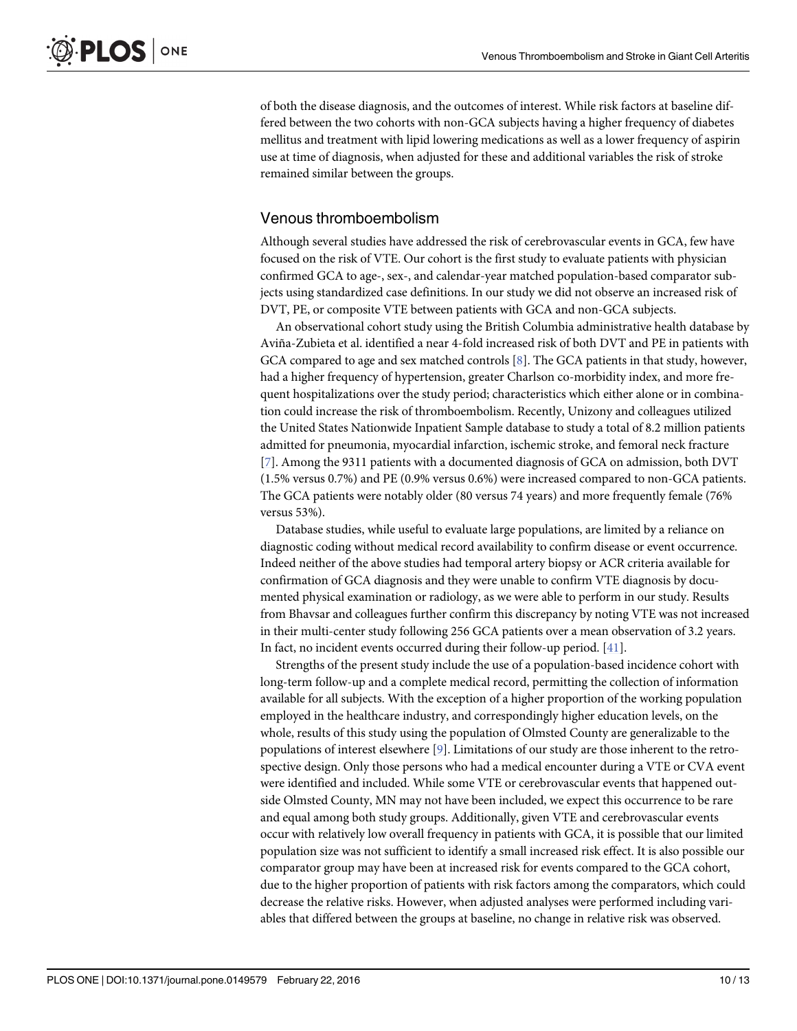of both the disease diagnosis, and the outcomes of interest. While risk factors at baseline differed between the two cohorts with non-GCA subjects having a higher frequency of diabetes mellitus and treatment with lipid lowering medications as well as a lower frequency of aspirin use at time of diagnosis, when adjusted for these and additional variables the risk of stroke remained similar between the groups.

## Venous thromboembolism

Although several studies have addressed the risk of cerebrovascular events in GCA, few have focused on the risk of VTE. Our cohort is the first study to evaluate patients with physician confirmed GCA to age-, sex-, and calendar-year matched population-based comparator subjects using standardized case definitions. In our study we did not observe an increased risk of DVT, PE, or composite VTE between patients with GCA and non-GCA subjects.

An observational cohort study using the British Columbia administrative health database by Aviña-Zubieta et al. identified a near 4-fold increased risk of both DVT and PE in patients with GCA compared to age and sex matched controls [8]. The GCA patients in that study, however, had a higher frequency of hypertension, greater Charlson co-morbidity index, and more frequent hospitalizations over the study period; characteristics which either alone or in combination could increase the risk of thromboembolism. Recently, Unizony and colleagues utilized the United States Nationwide Inpatient Sample database to study a total of 8.2 million patients admitted for pneumonia, myocardial infarction, ischemic stroke, and femoral neck fracture [7]. Among the 9311 patients with a documented diagnosis of GCA on admission, both DVT (1.5% versus 0.7%) and PE (0.9% versus 0.6%) were increased compared to non-GCA patients. The GCA patients were notably older (80 versus 74 years) and more frequently female (76% versus 53%).

Database studies, while useful to evaluate large populations, are limited by a reliance on diagnostic coding without medical record availability to confirm disease or event occurrence. Indeed neither of the above studies had temporal artery biopsy or ACR criteria available for confirmation of GCA diagnosis and they were unable to confirm VTE diagnosis by documented physical examination or radiology, as we were able to perform in our study. Results from Bhavsar and colleagues further confirm this discrepancy by noting VTE was not increased in their multi-center study following 256 GCA patients over a mean observation of 3.2 years. In fact, no incident events occurred during their follow-up period. [41].

Strengths of the present study include the use of a population-based incidence cohort with long-term follow-up and a complete medical record, permitting the collection of information available for all subjects. With the exception of a higher proportion of the working population employed in the healthcare industry, and correspondingly higher education levels, on the whole, results of this study using the population of Olmsted County are generalizable to the populations of interest elsewhere [9]. Limitations of our study are those inherent to the retrospective design. Only those persons who had a medical encounter during a VTE or CVA event were identified and included. While some VTE or cerebrovascular events that happened outside Olmsted County, MN may not have been included, we expect this occurrence to be rare and equal among both study groups. Additionally, given VTE and cerebrovascular events occur with relatively low overall frequency in patients with GCA, it is possible that our limited population size was not sufficient to identify a small increased risk effect. It is also possible our comparator group may have been at increased risk for events compared to the GCA cohort, due to the higher proportion of patients with risk factors among the comparators, which could decrease the relative risks. However, when adjusted analyses were performed including variables that differed between the groups at baseline, no change in relative risk was observed.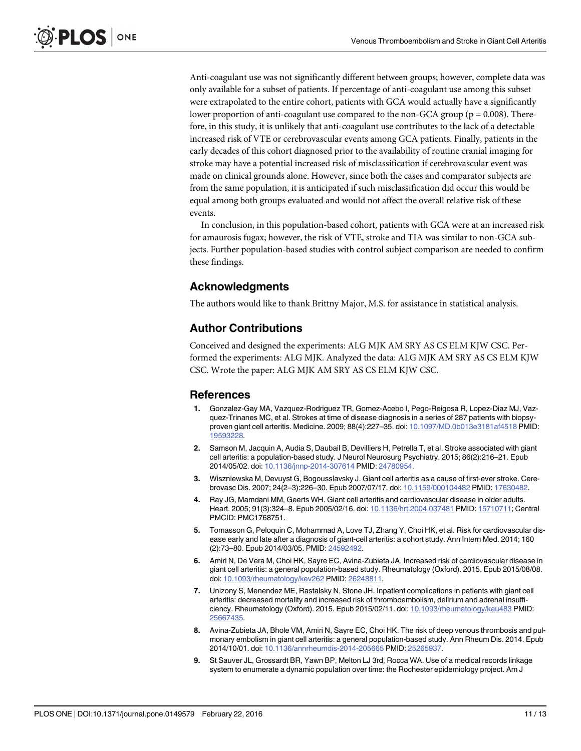Anti-coagulant use was not significantly different between groups; however, complete data was only available for a subset of patients. If percentage of anti-coagulant use among this subset were extrapolated to the entire cohort, patients with GCA would actually have a significantly lower proportion of anti-coagulant use compared to the non-GCA group ($p = 0.008$). Therefore, in this study, it is unlikely that anti-coagulant use contributes to the lack of a detectable increased risk of VTE or cerebrovascular events among GCA patients. Finally, patients in the early decades of this cohort diagnosed prior to the availability of routine cranial imaging for stroke may have a potential increased risk of misclassification if cerebrovascular event was made on clinical grounds alone. However, since both the cases and comparator subjects are from the same population, it is anticipated if such misclassification did occur this would be equal among both groups evaluated and would not affect the overall relative risk of these events.

In conclusion, in this population-based cohort, patients with GCA were at an increased risk for amaurosis fugax; however, the risk of VTE, stroke and TIA was similar to non-GCA subjects. Further population-based studies with control subject comparison are needed to confirm these findings.

## Acknowledgments

The authors would like to thank Brittny Major, M.S. for assistance in statistical analysis.

## Author Contributions

Conceived and designed the experiments: ALG MJK AM SRY AS CS ELM KJW CSC. Performed the experiments: ALG MJK. Analyzed the data: ALG MJK AM SRY AS CS ELM KJW CSC. Wrote the paper: ALG MJK AM SRY AS CS ELM KJW CSC.

## References

1. Gonzalez-Gay MA, Vazquez-Rodriguez TR, Gomez-Acebo I, Pego-Reigosa R, Lopez-Diaz MJ, Vazquez-Trinanes MC, et al. Strokes at time of disease diagnosis in a series of 287 patients with biopsy-proven giant cell arteritis. Medicine. 2009; 88(4):227–35. doi: 10.1097/MD.0b013e3181af4518 PMID: 19593228.
2. Samson M, Jacquin A, Audia S, Daubail B, Devilliers H, Petrella T, et al. Stroke associated with giant cell arteritis: a population-based study. J Neurol Neurosurg Psychiatry. 2015; 86(2):216–21. Epub 2014/05/02. doi: 10.1136/jnnp-2014-307614 PMID: 24780954.
3. Wiszniewska M, Devuyst G, Bogousslavsky J. Giant cell arteritis as a cause of first-ever stroke. Cerebrovasc Dis. 2007; 24(2–3):226–30. Epub 2007/07/17. doi: 10.1159/000104482 PMID: 17630482.
4. Ray JG, Mamdani MM, Geerts WH. Giant cell arteritis and cardiovascular disease in older adults. Heart. 2005; 91(3):324–8. Epub 2005/02/16. doi: 10.1136/hrt.2004.037481 PMID: 15710711; Central PMCID: PMC1768751.
5. Tomasson G, Peloquin C, Mohammad A, Love TJ, Zhang Y, Choi HK, et al. Risk for cardiovascular disease early and late after a diagnosis of giant-cell arteritis: a cohort study. Ann Intern Med. 2014; 160 (2):73–80. Epub 2014/03/05. PMID: 24592492.
6. Amiri N, De Vera M, Choi HK, Sayre EC, Avina-Zubieta JA. Increased risk of cardiovascular disease in giant cell arteritis: a general population-based study. Rheumatology (Oxford). 2015. Epub 2015/08/08. doi: 10.1093/rheumatology/kev262 PMID: 26248811.
7. Unizony S, Menendez ME, Rastalsky N, Stone JH. Inpatient complications in patients with giant cell arteritis: decreased mortality and increased risk of thromboembolism, delirium and adrenal insufficiency. Rheumatology (Oxford). 2015. Epub 2015/02/11. doi: 10.1093/rheumatology/keu483 PMID: 25667435.
8. Avina-Zubieta JA, Bhole VM, Amiri N, Sayre EC, Choi HK. The risk of deep venous thrombosis and pulmonary embolism in giant cell arteritis: a general population-based study. Ann Rheum Dis. 2014. Epub 2014/10/01. doi: 10.1136/annrheumdis-2014-205665 PMID: 25265937.
9. St Sauver JL, Grossardt BR, Yawn BP, Melton LJ 3rd, Rocca WA. Use of a medical records linkage system to enumerate a dynamic population over time: the Rochester epidemiology project. Am J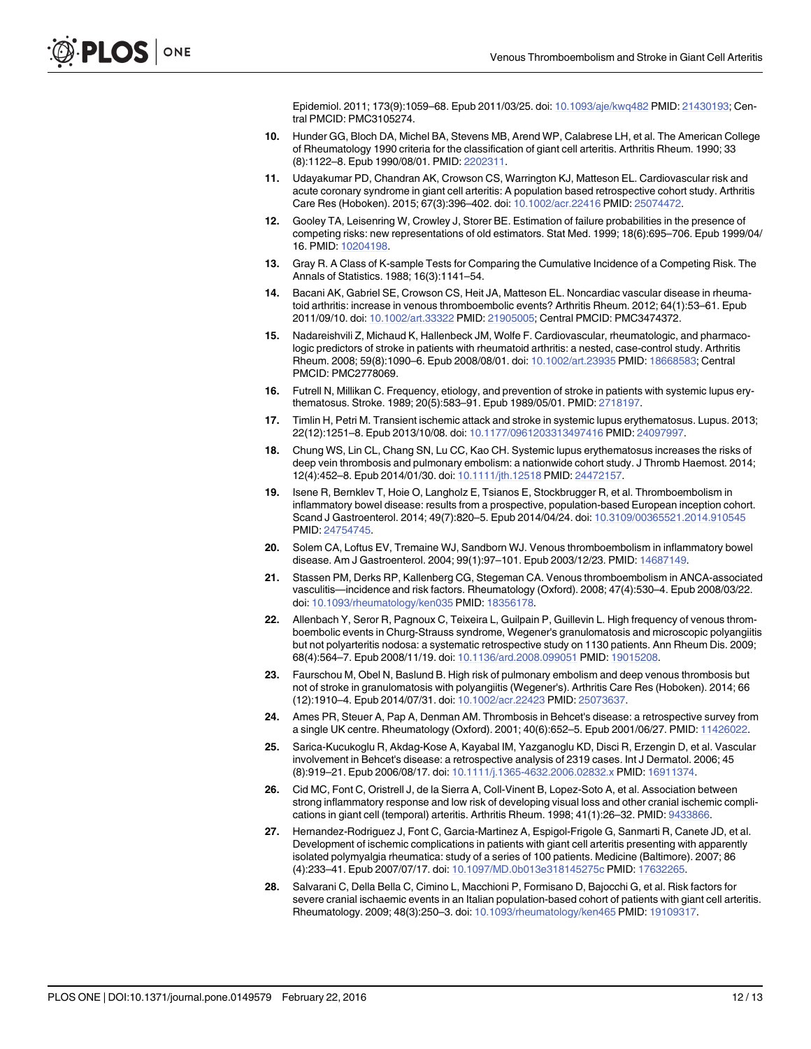Epidemiol. 2011; 173(9):1059–68. Epub 2011/03/25. doi: 10.1093/aje/kwq482 PMID: 21430193; Central PMCID: PMC3105274.

10. Hunder GG, Bloch DA, Michel BA, Stevens MB, Arend WP, Calabrese LH, et al. The American College of Rheumatology 1990 criteria for the classification of giant cell arteritis. Arthritis Rheum. 1990; 33 (8):1122–8. Epub 1990/08/01. PMID: 2202311.
11. Udayakumar PD, Chandran AK, Crowson CS, Warrington KJ, Matteson EL. Cardiovascular risk and acute coronary syndrome in giant cell arteritis: A population based retrospective cohort study. Arthritis Care Res (Hoboken). 2015; 67(3):396–402. doi: 10.1002/acr.22416 PMID: 25074472.
12. Gooley TA, Leisenring W, Crowley J, Storer BE. Estimation of failure probabilities in the presence of competing risks: new representations of old estimators. Stat Med. 1999; 18(6):695–706. Epub 1999/04/16. PMID: 10204198.
13. Gray R. A Class of K-sample Tests for Comparing the Cumulative Incidence of a Competing Risk. The Annals of Statistics. 1988; 16(3):1141–54.
14. Bacani AK, Gabriel SE, Crowson CS, Heit JA, Matteson EL. Noncardiac vascular disease in rheumatoid arthritis: increase in venous thromboembolic events? Arthritis Rheum. 2012; 64(1):53–61. Epub 2011/09/10. doi: 10.1002/art.33322 PMID: 21905005; Central PMCID: PMC3474372.
15. Nadareishvili Z, Michaud K, Hallenbeck JM, Wolfe F. Cardiovascular, rheumatologic, and pharmacologic predictors of stroke in patients with rheumatoid arthritis: a nested, case-control study. Arthritis Rheum. 2008; 59(8):1090–6. Epub 2008/08/01. doi: 10.1002/art.23935 PMID: 18668583; Central PMCID: PMC2778069.
16. Futrell N, Millikan C. Frequency, etiology, and prevention of stroke in patients with systemic lupus erythematosus. Stroke. 1989; 20(5):583–91. Epub 1989/05/01. PMID: 2718197.
17. Timlin H, Petri M. Transient ischemic attack and stroke in systemic lupus erythematosus. Lupus. 2013; 22(12):1251–8. Epub 2013/10/08. doi: 10.1177/0961203313497416 PMID: 24097997.
18. Chung WS, Lin CL, Chang SN, Lu CC, Kao CH. Systemic lupus erythematosus increases the risks of deep vein thrombosis and pulmonary embolism: a nationwide cohort study. J Thromb Haemost. 2014; 12(4):452–8. Epub 2014/01/30. doi: 10.1111/jth.12518 PMID: 24472157.
19. Isene R, Bernklev T, Hoie O, Langholz E, Tsianos E, Stockbrugger R, et al. Thromboembolism in inflammatory bowel disease: results from a prospective, population-based European inception cohort. Scand J Gastroenterol. 2014; 49(7):820–5. Epub 2014/04/24. doi: 10.3109/00365521.2014.910545 PMID: 24754745.
20. Solem CA, Loftus EV, Tremaine WJ, Sandborn WJ. Venous thromboembolism in inflammatory bowel disease. Am J Gastroenterol. 2004; 99(1):97–101. Epub 2003/12/23. PMID: 14687149.
21. Stassen PM, Derks RP, Kallenberg CG, Stegeman CA. Venous thromboembolism in ANCA-associated vasculitis—incidence and risk factors. Rheumatology (Oxford). 2008; 47(4):530–4. Epub 2008/03/22. doi: 10.1093/rheumatology/ken035 PMID: 18356178.
22. Allenbach Y, Seror R, Pagnoux C, Teixeira L, Guilpain P, Guillevin L. High frequency of venous thromboembolic events in Churg-Strauss syndrome, Wegener's granulomatosis and microscopic polyangiitis but not polyarteritis nodosa: a systematic retrospective study on 1130 patients. Ann Rheum Dis. 2009; 68(4):564–7. Epub 2008/11/19. doi: 10.1136/ard.2008.099051 PMID: 19015208.
23. Faurschou M, Obel N, Baslund B. High risk of pulmonary embolism and deep venous thrombosis but not of stroke in granulomatosis with polyangiitis (Wegener's). Arthritis Care Res (Hoboken). 2014; 66 (12):1910–4. Epub 2014/07/31. doi: 10.1002/acr.22423 PMID: 25073637.
24. Ames PR, Steuer A, Pap A, Denman AM. Thrombosis in Behcet's disease: a retrospective survey from a single UK centre. Rheumatology (Oxford). 2001; 40(6):652–5. Epub 2001/06/27. PMID: 11426022.
25. Sarica-Kucukoglu R, Akdag-Kose A, Kayabal IM, Yazganoglu KD, Disci R, Erzengin D, et al. Vascular involvement in Behcet's disease: a retrospective analysis of 2319 cases. Int J Dermatol. 2006; 45 (8):919–21. Epub 2006/08/17. doi: 10.1111/j.1365-4632.2006.02832.x PMID: 16911374.
26. Cid MC, Font C, Oristrell J, de la Sierra A, Coll-Vinent B, Lopez-Soto A, et al. Association between strong inflammatory response and low risk of developing visual loss and other cranial ischemic complications in giant cell (temporal) arteritis. Arthritis Rheum. 1998; 41(1):26–32. PMID: 9433866.
27. Hernandez-Rodriguez J, Font C, Garcia-Martinez A, Espigol-Frigole G, Sanmarti R, Canete JD, et al. Development of ischemic complications in patients with giant cell arteritis presenting with apparently isolated polymyalgia rheumatica: study of a series of 100 patients. Medicine (Baltimore). 2007; 86 (4):233–41. Epub 2007/07/17. doi: 10.1097/MD.0b013e318145275c PMID: 17632265.
28. Salvarani C, Della Bella C, Cimino L, Macchioni P, Formisano D, Bajocchi G, et al. Risk factors for severe cranial ischaemic events in an Italian population-based cohort of patients with giant cell arteritis. Rheumatology. 2009; 48(3):250–3. doi: 10.1093/rheumatology/ken465 PMID: 19109317.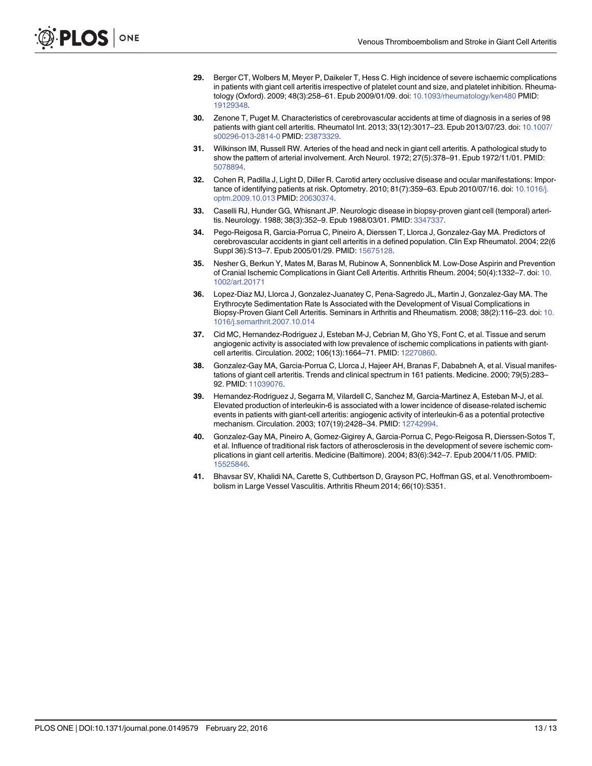29. Berger CT, Wolbers M, Meyer P, Daikeler T, Hess C. High incidence of severe ischaemic complications in patients with giant cell arteritis irrespective of platelet count and size, and platelet inhibition. Rheumatology (Oxford). 2009; 48(3):258–61. Epub 2009/01/09. doi: 10.1093/rheumatology/ken480 PMID: 19129348.

30. Zenone T, Puget M. Characteristics of cerebrovascular accidents at time of diagnosis in a series of 98 patients with giant cell arteritis. Rheumatol Int. 2013; 33(12):3017–23. Epub 2013/07/23. doi: 10.1007/s00296-013-2814-0 PMID: 23873329.

31. Wilkinson IM, Russell RW. Arteries of the head and neck in giant cell arteritis. A pathological study to show the pattern of arterial involvement. Arch Neurol. 1972; 27(5):378–91. Epub 1972/11/01. PMID: 5078894.

32. Cohen R, Padilla J, Light D, Diller R. Carotid artery occlusive disease and ocular manifestations: Importance of identifying patients at risk. Optometry. 2010; 81(7):359–63. Epub 2010/07/16. doi: 10.1016/j.optm.2009.10.013 PMID: 20630374.

33. Caselli RJ, Hunder GG, Whisnant JP. Neurologic disease in biopsy-proven giant cell (temporal) arteritis. Neurology. 1988; 38(3):352–9. Epub 1988/03/01. PMID: 3347337.

34. Pego-Reigosa R, Garcia-Porrua C, Pineiro A, Dierssen T, Llorca J, Gonzalez-Gay MA. Predictors of cerebrovascular accidents in giant cell arteritis in a defined population. Clin Exp Rheumatol. 2004; 22(6 Suppl 36):S13–7. Epub 2005/01/29. PMID: 15675128.

35. Nesher G, Berkun Y, Mates M, Baras M, Rubinow A, Sonnenblick M. Low-Dose Aspirin and Prevention of Cranial Ischemic Complications in Giant Cell Arteritis. Arthritis Rheum. 2004; 50(4):1332–7. doi: 10.1002/art.20171

36. Lopez-Diaz MJ, Llorca J, Gonzalez-Juanatey C, Pena-Sagredo JL, Martin J, Gonzalez-Gay MA. The Erythrocyte Sedimentation Rate Is Associated with the Development of Visual Complications in Biopsy-Proven Giant Cell Arteritis. Seminars in Arthritis and Rheumatism. 2008; 38(2):116–23. doi: 10.1016/j.semarthrit.2007.10.014

37. Cid MC, Hernandez-Rodriguez J, Esteban M-J, Cebrian M, Gho YS, Font C, et al. Tissue and serum angiogenic activity is associated with low prevalence of ischemic complications in patients with giant-cell arteritis. Circulation. 2002; 106(13):1664–71. PMID: 12270860.

38. Gonzalez-Gay MA, Garcia-Porrua C, Llorca J, Hajeer AH, Branas F, Dababneh A, et al. Visual manifestations of giant cell arteritis. Trends and clinical spectrum in 161 patients. Medicine. 2000; 79(5):283–92. PMID: 11039076.

39. Hernandez-Rodriguez J, Segarra M, Vilardell C, Sanchez M, Garcia-Martinez A, Esteban M-J, et al. Elevated production of interleukin-6 is associated with a lower incidence of disease-related ischemic events in patients with giant-cell arteritis: angiogenic activity of interleukin-6 as a potential protective mechanism. Circulation. 2003; 107(19):2428–34. PMID: 12742994.

40. Gonzalez-Gay MA, Pineiro A, Gomez-Gigirey A, Garcia-Porrua C, Pego-Reigosa R, Dierssen-Sotos T, et al. Influence of traditional risk factors of atherosclerosis in the development of severe ischemic complications in giant cell arteritis. Medicine (Baltimore). 2004; 83(6):342–7. Epub 2004/11/05. PMID: 15525846.

41. Bhavsar SV, Khalidi NA, Carette S, Cuthbertson D, Grayson PC, Hoffman GS, et al. Venothromboembolism in Large Vessel Vasculitis. Arthritis Rheum 2014; 66(10):S351.